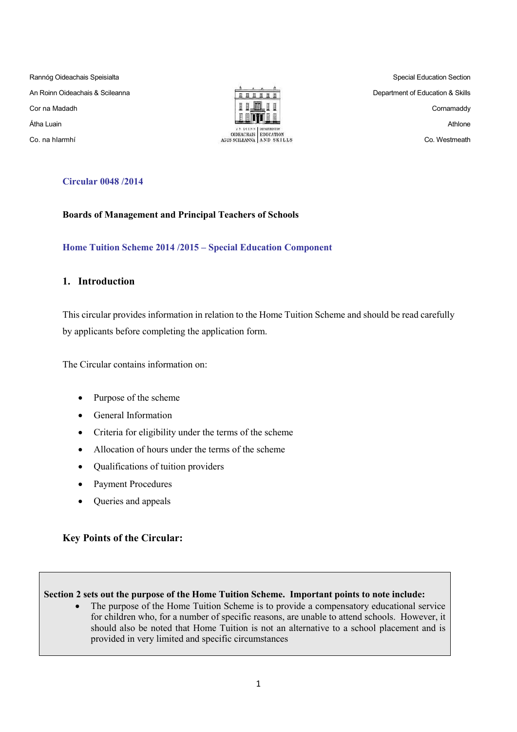Rannóg Oideachais Speisialta
An Roinn Oideachais & Scileanna
Cor na Madadh
Átha Luain
Co. na hIarmhí

Special Education Section
Department of Education & Skills
Cornamaddy
Athlone
Co. Westmeath

**Circular 0048 /2014**

**Boards of Management and Principal Teachers of Schools**

**Home Tuition Scheme 2014 /2015 – Special Education Component**

## 1. Introduction

This circular provides information in relation to the Home Tuition Scheme and should be read carefully by applicants before completing the application form.

The Circular contains information on:

- Purpose of the scheme
- General Information
- Criteria for eligibility under the terms of the scheme
- Allocation of hours under the terms of the scheme
- Qualifications of tuition providers
- Payment Procedures
- Queries and appeals

### Key Points of the Circular:

**Section 2 sets out the purpose of the Home Tuition Scheme. Important points to note include:**

- The purpose of the Home Tuition Scheme is to provide a compensatory educational service for children who, for a number of specific reasons, are unable to attend schools. However, it should also be noted that Home Tuition is not an alternative to a school placement and is provided in very limited and specific circumstances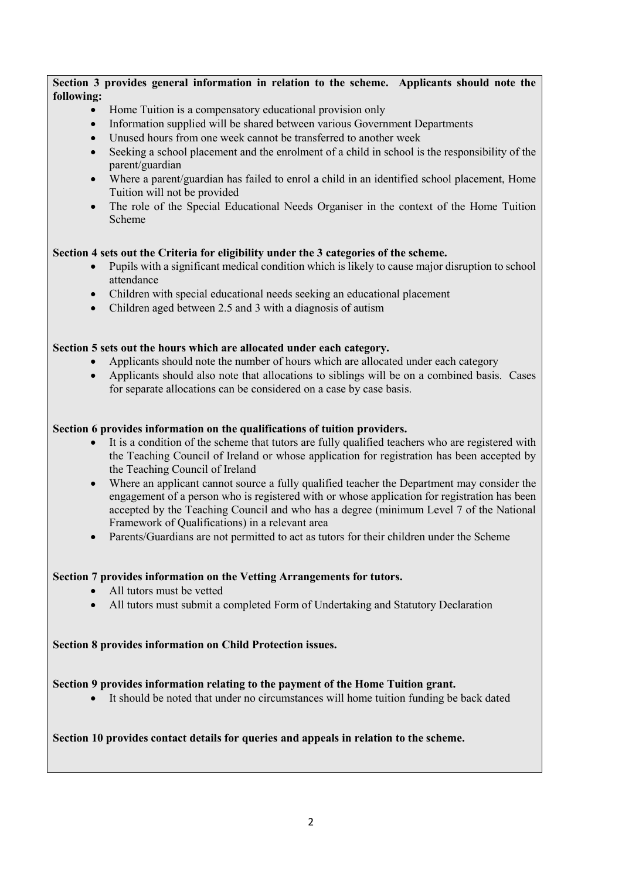**Section 3 provides general information in relation to the scheme. Applicants should note the following:**

- Home Tuition is a compensatory educational provision only
- Information supplied will be shared between various Government Departments
- Unused hours from one week cannot be transferred to another week
- Seeking a school placement and the enrolment of a child in school is the responsibility of the parent/guardian
- Where a parent/guardian has failed to enrol a child in an identified school placement, Home Tuition will not be provided
- The role of the Special Educational Needs Organiser in the context of the Home Tuition Scheme

**Section 4 sets out the Criteria for eligibility under the 3 categories of the scheme.**

- Pupils with a significant medical condition which is likely to cause major disruption to school attendance
- Children with special educational needs seeking an educational placement
- Children aged between 2.5 and 3 with a diagnosis of autism

**Section 5 sets out the hours which are allocated under each category.**

- Applicants should note the number of hours which are allocated under each category
- Applicants should also note that allocations to siblings will be on a combined basis. Cases for separate allocations can be considered on a case by case basis.

**Section 6 provides information on the qualifications of tuition providers.**

- It is a condition of the scheme that tutors are fully qualified teachers who are registered with the Teaching Council of Ireland or whose application for registration has been accepted by the Teaching Council of Ireland
- Where an applicant cannot source a fully qualified teacher the Department may consider the engagement of a person who is registered with or whose application for registration has been accepted by the Teaching Council and who has a degree (minimum Level 7 of the National Framework of Qualifications) in a relevant area
- Parents/Guardians are not permitted to act as tutors for their children under the Scheme

**Section 7 provides information on the Vetting Arrangements for tutors.**

- All tutors must be vetted
- All tutors must submit a completed Form of Undertaking and Statutory Declaration

**Section 8 provides information on Child Protection issues.**

**Section 9 provides information relating to the payment of the Home Tuition grant.**

- It should be noted that under no circumstances will home tuition funding be back dated

**Section 10 provides contact details for queries and appeals in relation to the scheme.**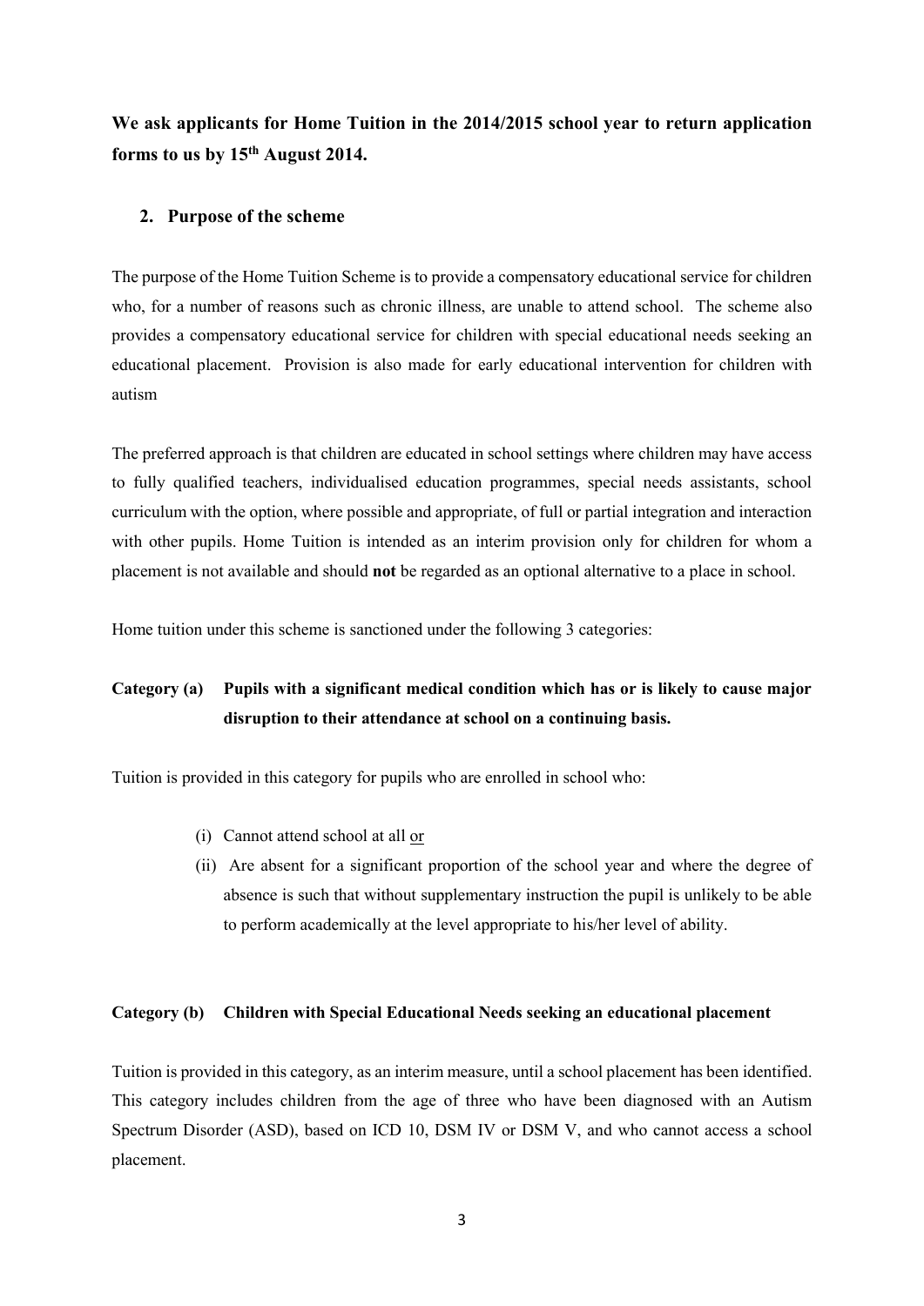**We ask applicants for Home Tuition in the 2014/2015 school year to return application forms to us by 15th August 2014.**

## 2. Purpose of the scheme

The purpose of the Home Tuition Scheme is to provide a compensatory educational service for children who, for a number of reasons such as chronic illness, are unable to attend school. The scheme also provides a compensatory educational service for children with special educational needs seeking an educational placement. Provision is also made for early educational intervention for children with autism

The preferred approach is that children are educated in school settings where children may have access to fully qualified teachers, individualised education programmes, special needs assistants, school curriculum with the option, where possible and appropriate, of full or partial integration and interaction with other pupils. Home Tuition is intended as an interim provision only for children for whom a placement is not available and should **not** be regarded as an optional alternative to a place in school.

Home tuition under this scheme is sanctioned under the following 3 categories:

### Category (a) Pupils with a significant medical condition which has or is likely to cause major disruption to their attendance at school on a continuing basis.

Tuition is provided in this category for pupils who are enrolled in school who:

(i) Cannot attend school at all <u>or</u>

(ii) Are absent for a significant proportion of the school year and where the degree of absence is such that without supplementary instruction the pupil is unlikely to be able to perform academically at the level appropriate to his/her level of ability.

### Category (b) Children with Special Educational Needs seeking an educational placement

Tuition is provided in this category, as an interim measure, until a school placement has been identified. This category includes children from the age of three who have been diagnosed with an Autism Spectrum Disorder (ASD), based on ICD 10, DSM IV or DSM V, and who cannot access a school placement.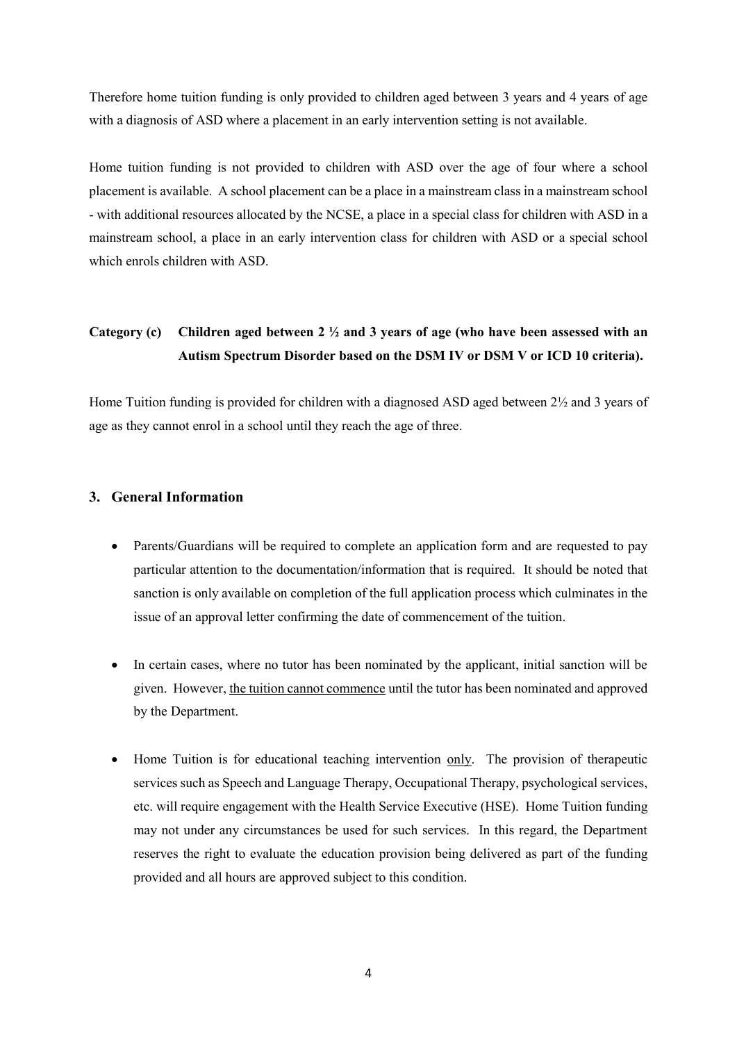Therefore home tuition funding is only provided to children aged between 3 years and 4 years of age with a diagnosis of ASD where a placement in an early intervention setting is not available.

Home tuition funding is not provided to children with ASD over the age of four where a school placement is available. A school placement can be a place in a mainstream class in a mainstream school - with additional resources allocated by the NCSE, a place in a special class for children with ASD in a mainstream school, a place in an early intervention class for children with ASD or a special school which enrols children with ASD.

**Category (c) Children aged between 2 ½ and 3 years of age (who have been assessed with an Autism Spectrum Disorder based on the DSM IV or DSM V or ICD 10 criteria).**

Home Tuition funding is provided for children with a diagnosed ASD aged between 2½ and 3 years of age as they cannot enrol in a school until they reach the age of three.

## 3. General Information

- Parents/Guardians will be required to complete an application form and are requested to pay particular attention to the documentation/information that is required. It should be noted that sanction is only available on completion of the full application process which culminates in the issue of an approval letter confirming the date of commencement of the tuition.

- In certain cases, where no tutor has been nominated by the applicant, initial sanction will be given. However, <u>the tuition cannot commence</u> until the tutor has been nominated and approved by the Department.

- Home Tuition is for educational teaching intervention <u>only</u>. The provision of therapeutic services such as Speech and Language Therapy, Occupational Therapy, psychological services, etc. will require engagement with the Health Service Executive (HSE). Home Tuition funding may not under any circumstances be used for such services. In this regard, the Department reserves the right to evaluate the education provision being delivered as part of the funding provided and all hours are approved subject to this condition.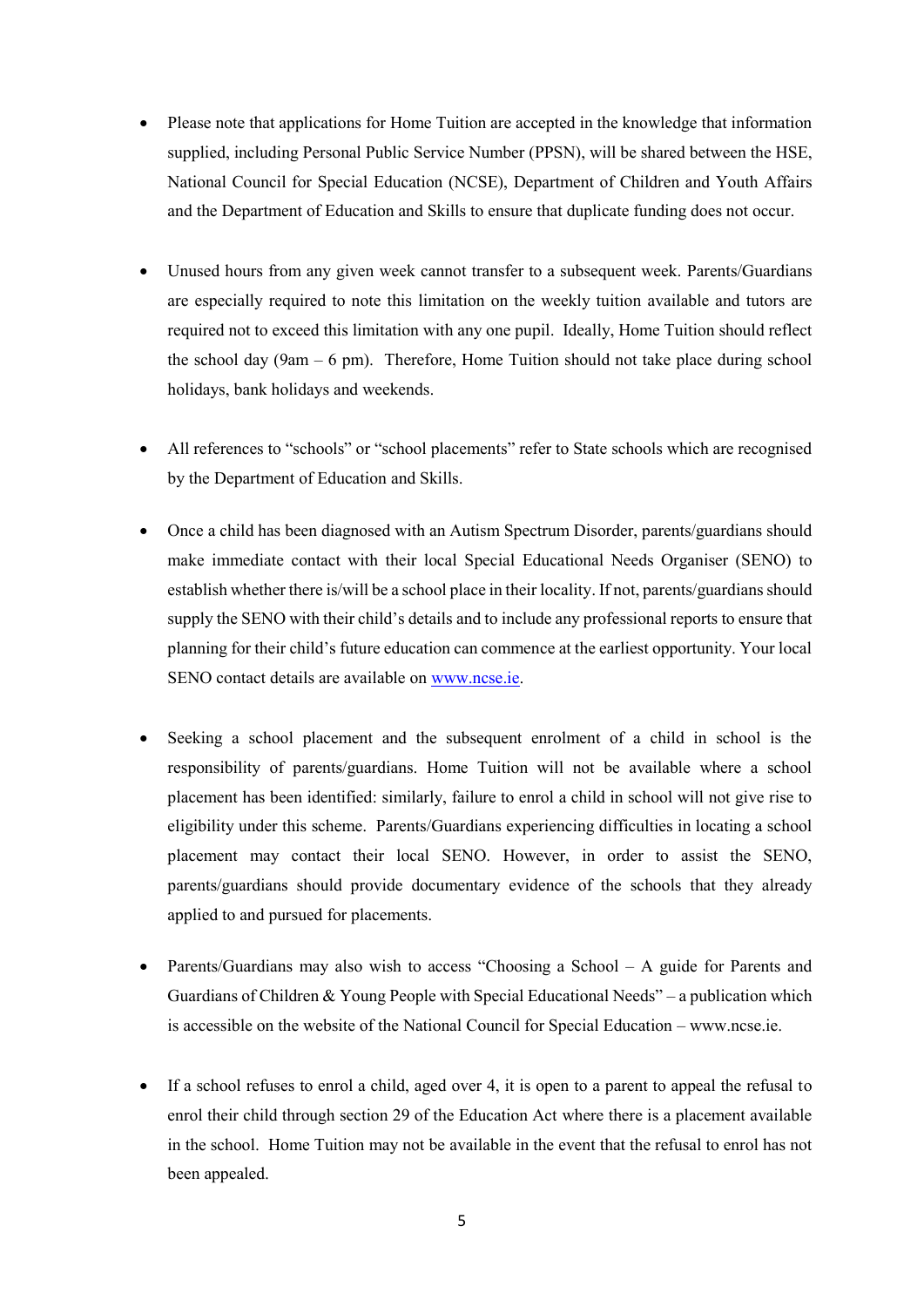- Please note that applications for Home Tuition are accepted in the knowledge that information supplied, including Personal Public Service Number (PPSN), will be shared between the HSE, National Council for Special Education (NCSE), Department of Children and Youth Affairs and the Department of Education and Skills to ensure that duplicate funding does not occur.

- Unused hours from any given week cannot transfer to a subsequent week. Parents/Guardians are especially required to note this limitation on the weekly tuition available and tutors are required not to exceed this limitation with any one pupil. Ideally, Home Tuition should reflect the school day (9am – 6 pm). Therefore, Home Tuition should not take place during school holidays, bank holidays and weekends.

- All references to "schools" or "school placements" refer to State schools which are recognised by the Department of Education and Skills.

- Once a child has been diagnosed with an Autism Spectrum Disorder, parents/guardians should make immediate contact with their local Special Educational Needs Organiser (SENO) to establish whether there is/will be a school place in their locality. If not, parents/guardians should supply the SENO with their child's details and to include any professional reports to ensure that planning for their child's future education can commence at the earliest opportunity. Your local SENO contact details are available on [www.ncse.ie](http://www.ncse.ie).

- Seeking a school placement and the subsequent enrolment of a child in school is the responsibility of parents/guardians. Home Tuition will not be available where a school placement has been identified: similarly, failure to enrol a child in school will not give rise to eligibility under this scheme. Parents/Guardians experiencing difficulties in locating a school placement may contact their local SENO. However, in order to assist the SENO, parents/guardians should provide documentary evidence of the schools that they already applied to and pursued for placements.

- Parents/Guardians may also wish to access "Choosing a School – A guide for Parents and Guardians of Children & Young People with Special Educational Needs" – a publication which is accessible on the website of the National Council for Special Education – www.ncse.ie.

- If a school refuses to enrol a child, aged over 4, it is open to a parent to appeal the refusal to enrol their child through section 29 of the Education Act where there is a placement available in the school. Home Tuition may not be available in the event that the refusal to enrol has not been appealed.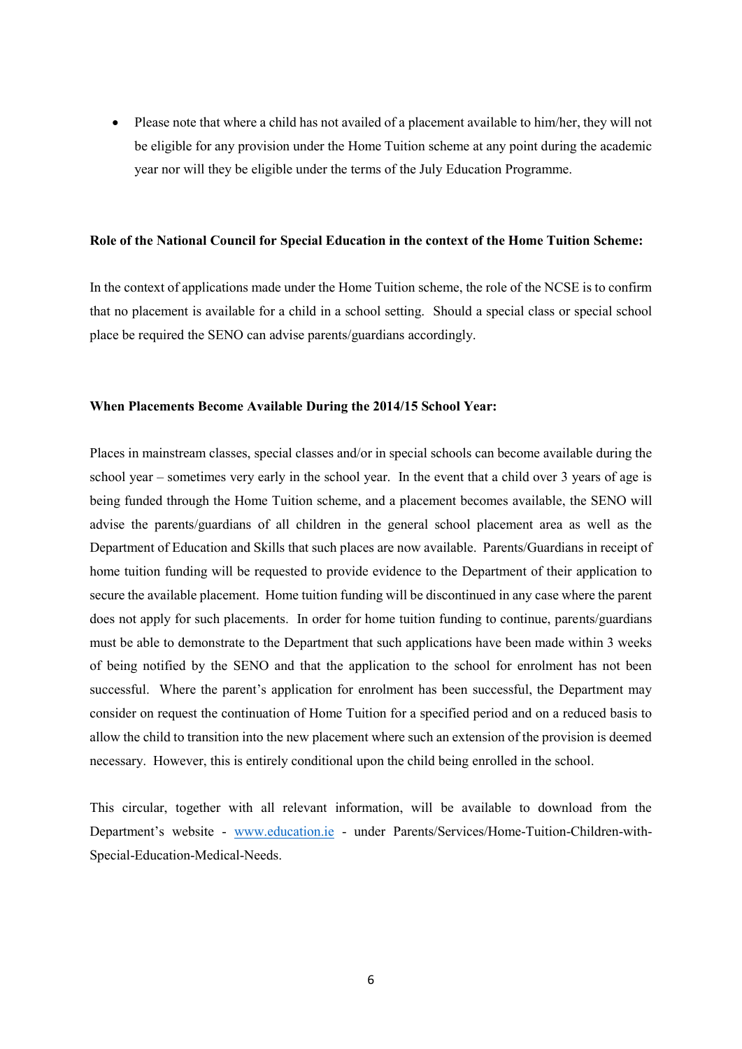- Please note that where a child has not availed of a placement available to him/her, they will not be eligible for any provision under the Home Tuition scheme at any point during the academic year nor will they be eligible under the terms of the July Education Programme.

**Role of the National Council for Special Education in the context of the Home Tuition Scheme:**

In the context of applications made under the Home Tuition scheme, the role of the NCSE is to confirm that no placement is available for a child in a school setting. Should a special class or special school place be required the SENO can advise parents/guardians accordingly.

**When Placements Become Available During the 2014/15 School Year:**

Places in mainstream classes, special classes and/or in special schools can become available during the school year – sometimes very early in the school year. In the event that a child over 3 years of age is being funded through the Home Tuition scheme, and a placement becomes available, the SENO will advise the parents/guardians of all children in the general school placement area as well as the Department of Education and Skills that such places are now available. Parents/Guardians in receipt of home tuition funding will be requested to provide evidence to the Department of their application to secure the available placement. Home tuition funding will be discontinued in any case where the parent does not apply for such placements. In order for home tuition funding to continue, parents/guardians must be able to demonstrate to the Department that such applications have been made within 3 weeks of being notified by the SENO and that the application to the school for enrolment has not been successful. Where the parent's application for enrolment has been successful, the Department may consider on request the continuation of Home Tuition for a specified period and on a reduced basis to allow the child to transition into the new placement where such an extension of the provision is deemed necessary. However, this is entirely conditional upon the child being enrolled in the school.

This circular, together with all relevant information, will be available to download from the Department's website - [www.education.ie](http://www.education.ie) - under Parents/Services/Home-Tuition-Children-with-Special-Education-Medical-Needs.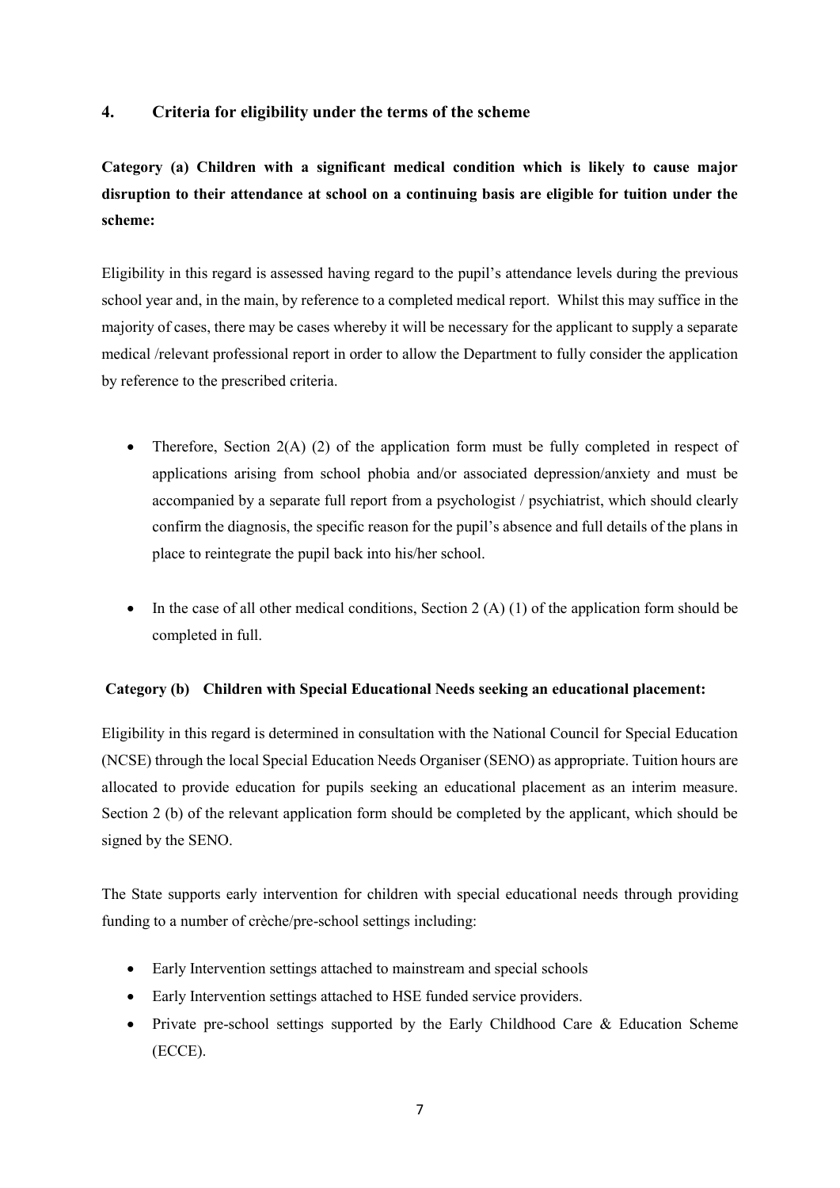## 4. Criteria for eligibility under the terms of the scheme

**Category (a) Children with a significant medical condition which is likely to cause major disruption to their attendance at school on a continuing basis are eligible for tuition under the scheme:**

Eligibility in this regard is assessed having regard to the pupil's attendance levels during the previous school year and, in the main, by reference to a completed medical report. Whilst this may suffice in the majority of cases, there may be cases whereby it will be necessary for the applicant to supply a separate medical /relevant professional report in order to allow the Department to fully consider the application by reference to the prescribed criteria.

- Therefore, Section 2(A) (2) of the application form must be fully completed in respect of applications arising from school phobia and/or associated depression/anxiety and must be accompanied by a separate full report from a psychologist / psychiatrist, which should clearly confirm the diagnosis, the specific reason for the pupil's absence and full details of the plans in place to reintegrate the pupil back into his/her school.

- In the case of all other medical conditions, Section 2 (A) (1) of the application form should be completed in full.

**Category (b) Children with Special Educational Needs seeking an educational placement:**

Eligibility in this regard is determined in consultation with the National Council for Special Education (NCSE) through the local Special Education Needs Organiser (SENO) as appropriate. Tuition hours are allocated to provide education for pupils seeking an educational placement as an interim measure. Section 2 (b) of the relevant application form should be completed by the applicant, which should be signed by the SENO.

The State supports early intervention for children with special educational needs through providing funding to a number of crèche/pre-school settings including:

- Early Intervention settings attached to mainstream and special schools
- Early Intervention settings attached to HSE funded service providers.
- Private pre-school settings supported by the Early Childhood Care & Education Scheme (ECCE).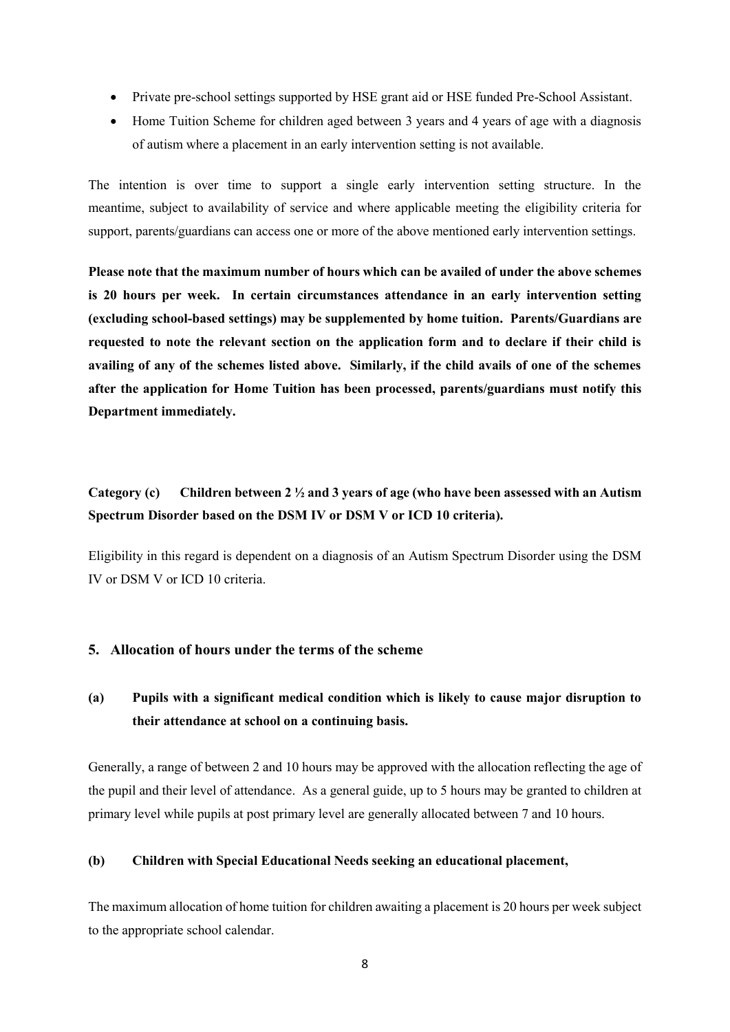- Private pre-school settings supported by HSE grant aid or HSE funded Pre-School Assistant.
- Home Tuition Scheme for children aged between 3 years and 4 years of age with a diagnosis of autism where a placement in an early intervention setting is not available.

The intention is over time to support a single early intervention setting structure. In the meantime, subject to availability of service and where applicable meeting the eligibility criteria for support, parents/guardians can access one or more of the above mentioned early intervention settings.

**Please note that the maximum number of hours which can be availed of under the above schemes is 20 hours per week. In certain circumstances attendance in an early intervention setting (excluding school-based settings) may be supplemented by home tuition. Parents/Guardians are requested to note the relevant section on the application form and to declare if their child is availing of any of the schemes listed above. Similarly, if the child avails of one of the schemes after the application for Home Tuition has been processed, parents/guardians must notify this Department immediately.**

**Category (c) Children between 2 ½ and 3 years of age (who have been assessed with an Autism Spectrum Disorder based on the DSM IV or DSM V or ICD 10 criteria).**

Eligibility in this regard is dependent on a diagnosis of an Autism Spectrum Disorder using the DSM IV or DSM V or ICD 10 criteria.

## 5. Allocation of hours under the terms of the scheme

### (a) Pupils with a significant medical condition which is likely to cause major disruption to their attendance at school on a continuing basis.

Generally, a range of between 2 and 10 hours may be approved with the allocation reflecting the age of the pupil and their level of attendance. As a general guide, up to 5 hours may be granted to children at primary level while pupils at post primary level are generally allocated between 7 and 10 hours.

### (b) Children with Special Educational Needs seeking an educational placement,

The maximum allocation of home tuition for children awaiting a placement is 20 hours per week subject to the appropriate school calendar.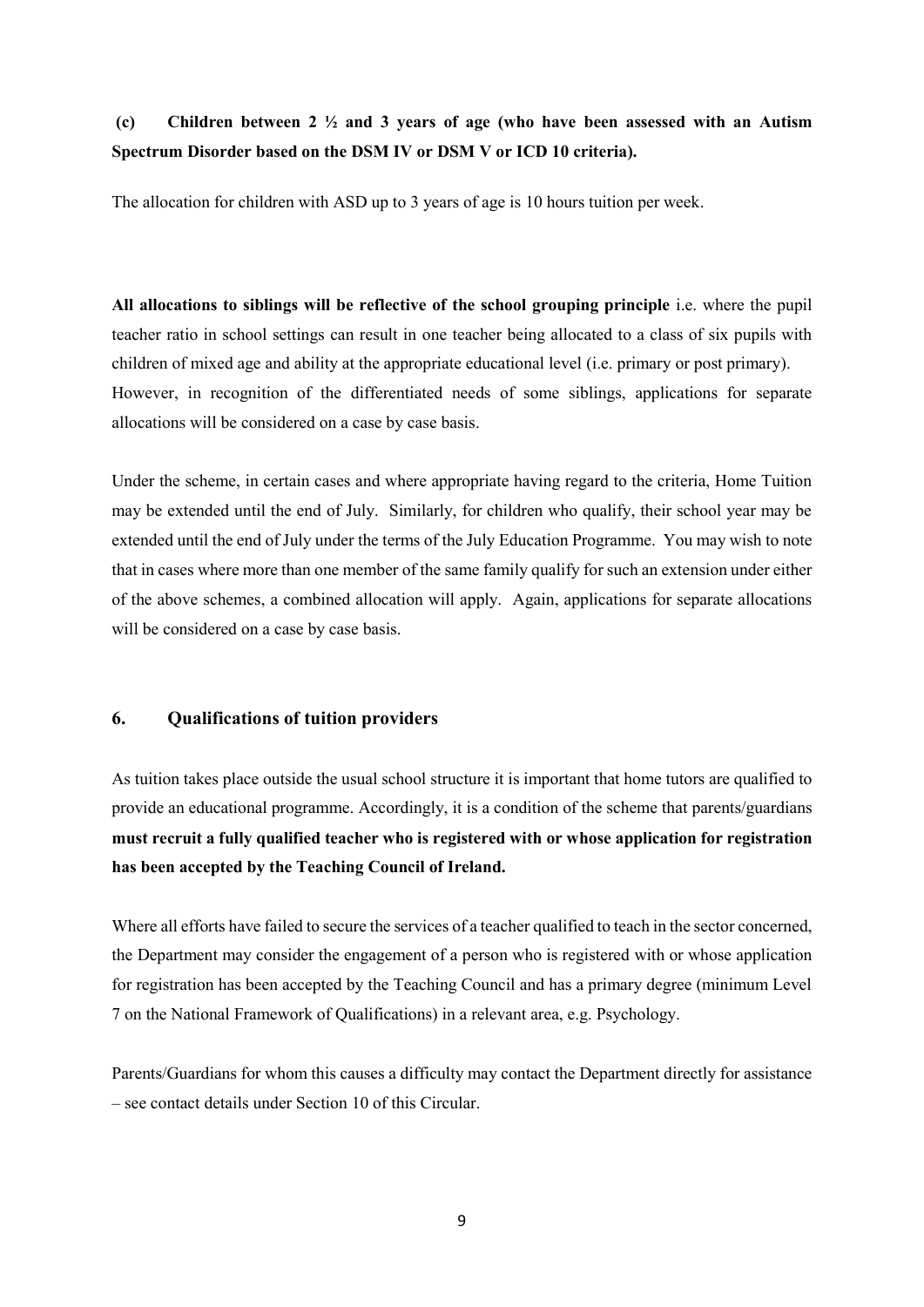**(c) Children between 2 ½ and 3 years of age (who have been assessed with an Autism Spectrum Disorder based on the DSM IV or DSM V or ICD 10 criteria).**

The allocation for children with ASD up to 3 years of age is 10 hours tuition per week.

**All allocations to siblings will be reflective of the school grouping principle** i.e. where the pupil teacher ratio in school settings can result in one teacher being allocated to a class of six pupils with children of mixed age and ability at the appropriate educational level (i.e. primary or post primary). However, in recognition of the differentiated needs of some siblings, applications for separate allocations will be considered on a case by case basis.

Under the scheme, in certain cases and where appropriate having regard to the criteria, Home Tuition may be extended until the end of July. Similarly, for children who qualify, their school year may be extended until the end of July under the terms of the July Education Programme. You may wish to note that in cases where more than one member of the same family qualify for such an extension under either of the above schemes, a combined allocation will apply. Again, applications for separate allocations will be considered on a case by case basis.

## 6. Qualifications of tuition providers

As tuition takes place outside the usual school structure it is important that home tutors are qualified to provide an educational programme. Accordingly, it is a condition of the scheme that parents/guardians **must recruit a fully qualified teacher who is registered with or whose application for registration has been accepted by the Teaching Council of Ireland.**

Where all efforts have failed to secure the services of a teacher qualified to teach in the sector concerned, the Department may consider the engagement of a person who is registered with or whose application for registration has been accepted by the Teaching Council and has a primary degree (minimum Level 7 on the National Framework of Qualifications) in a relevant area, e.g. Psychology.

Parents/Guardians for whom this causes a difficulty may contact the Department directly for assistance – see contact details under Section 10 of this Circular.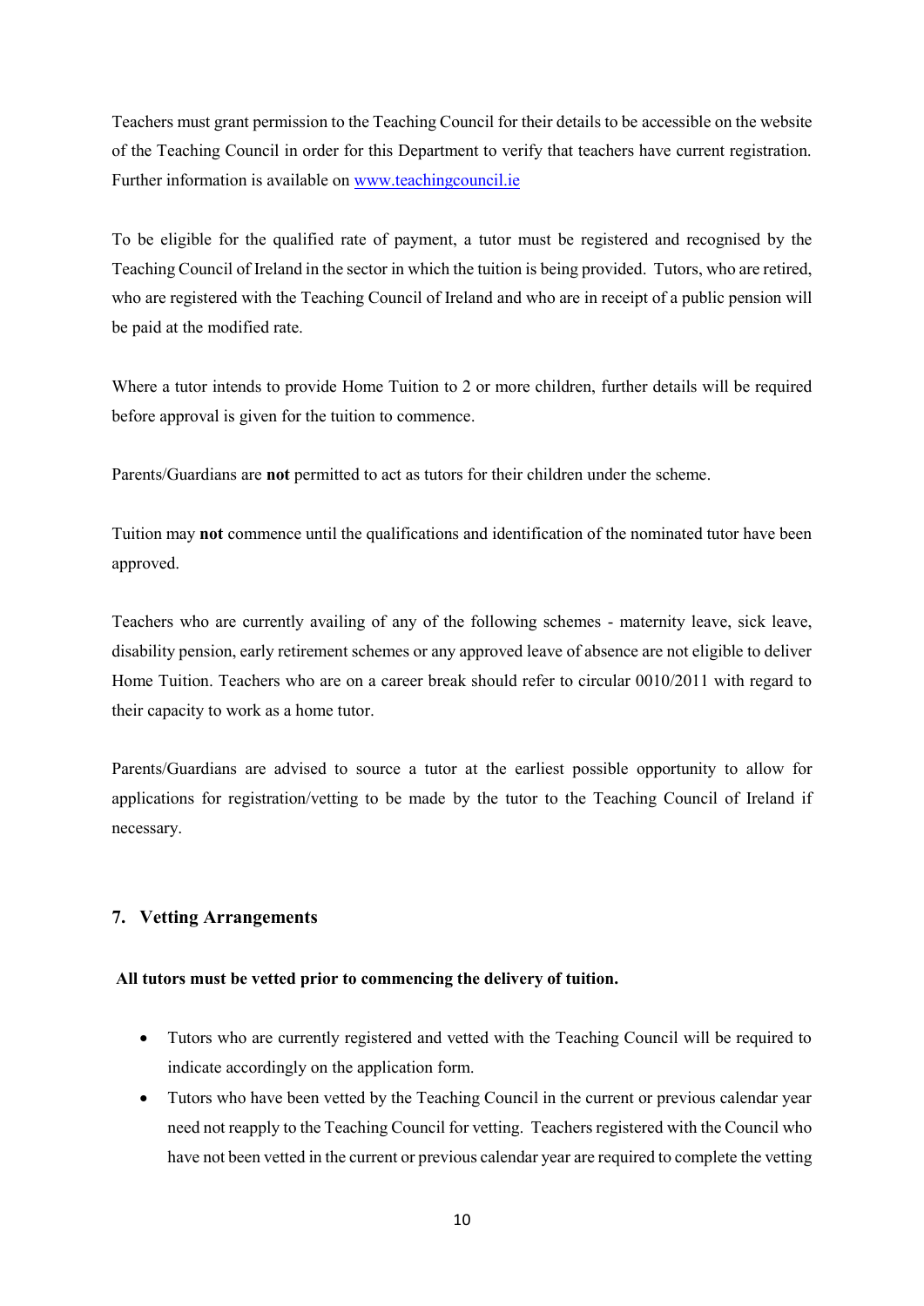Teachers must grant permission to the Teaching Council for their details to be accessible on the website of the Teaching Council in order for this Department to verify that teachers have current registration. Further information is available on [www.teachingcouncil.ie](http://www.teachingcouncil.ie)

To be eligible for the qualified rate of payment, a tutor must be registered and recognised by the Teaching Council of Ireland in the sector in which the tuition is being provided. Tutors, who are retired, who are registered with the Teaching Council of Ireland and who are in receipt of a public pension will be paid at the modified rate.

Where a tutor intends to provide Home Tuition to 2 or more children, further details will be required before approval is given for the tuition to commence.

Parents/Guardians are **not** permitted to act as tutors for their children under the scheme.

Tuition may **not** commence until the qualifications and identification of the nominated tutor have been approved.

Teachers who are currently availing of any of the following schemes - maternity leave, sick leave, disability pension, early retirement schemes or any approved leave of absence are not eligible to deliver Home Tuition. Teachers who are on a career break should refer to circular 0010/2011 with regard to their capacity to work as a home tutor.

Parents/Guardians are advised to source a tutor at the earliest possible opportunity to allow for applications for registration/vetting to be made by the tutor to the Teaching Council of Ireland if necessary.

## 7. Vetting Arrangements

**All tutors must be vetted prior to commencing the delivery of tuition.**

- Tutors who are currently registered and vetted with the Teaching Council will be required to indicate accordingly on the application form.
- Tutors who have been vetted by the Teaching Council in the current or previous calendar year need not reapply to the Teaching Council for vetting. Teachers registered with the Council who have not been vetted in the current or previous calendar year are required to complete the vetting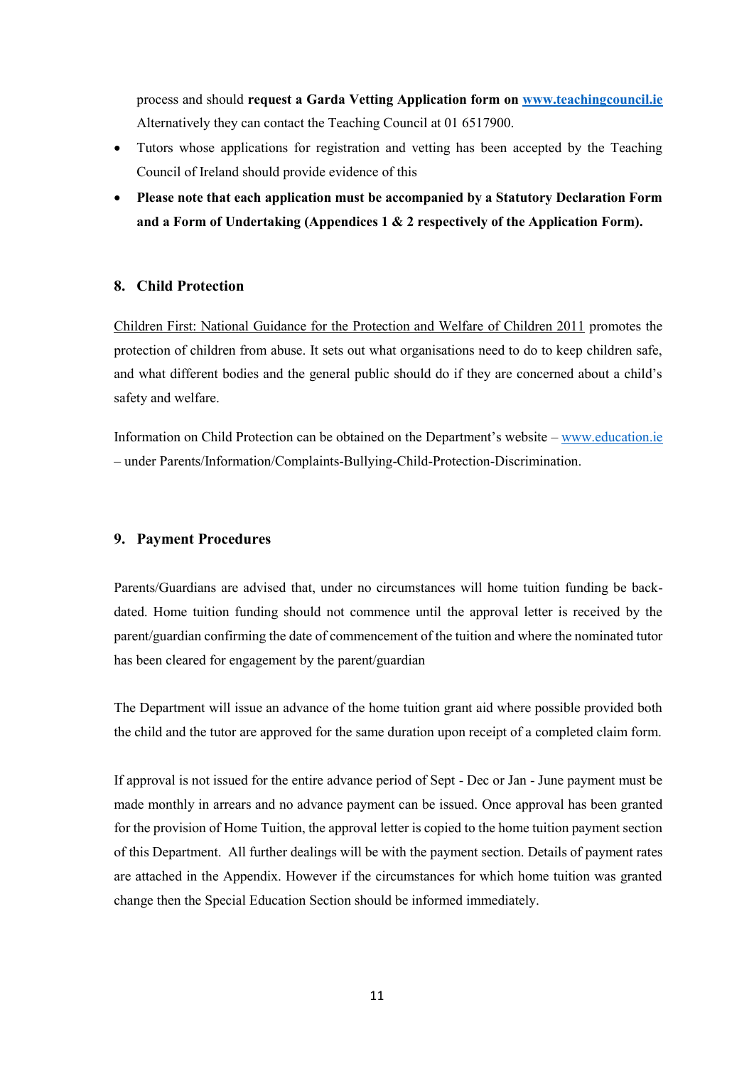process and should **request a Garda Vetting Application form on [www.teachingcouncil.ie](http://www.teachingcouncil.ie)** Alternatively they can contact the Teaching Council at 01 6517900.

- Tutors whose applications for registration and vetting has been accepted by the Teaching Council of Ireland should provide evidence of this
- **Please note that each application must be accompanied by a Statutory Declaration Form and a Form of Undertaking (Appendices 1 & 2 respectively of the Application Form).**

## 8. Child Protection

Children First: National Guidance for the Protection and Welfare of Children 2011 promotes the protection of children from abuse. It sets out what organisations need to do to keep children safe, and what different bodies and the general public should do if they are concerned about a child's safety and welfare.

Information on Child Protection can be obtained on the Department's website – [www.education.ie](http://www.education.ie) – under Parents/Information/Complaints-Bullying-Child-Protection-Discrimination.

## 9. Payment Procedures

Parents/Guardians are advised that, under no circumstances will home tuition funding be back-dated. Home tuition funding should not commence until the approval letter is received by the parent/guardian confirming the date of commencement of the tuition and where the nominated tutor has been cleared for engagement by the parent/guardian

The Department will issue an advance of the home tuition grant aid where possible provided both the child and the tutor are approved for the same duration upon receipt of a completed claim form.

If approval is not issued for the entire advance period of Sept - Dec or Jan - June payment must be made monthly in arrears and no advance payment can be issued. Once approval has been granted for the provision of Home Tuition, the approval letter is copied to the home tuition payment section of this Department. All further dealings will be with the payment section. Details of payment rates are attached in the Appendix. However if the circumstances for which home tuition was granted change then the Special Education Section should be informed immediately.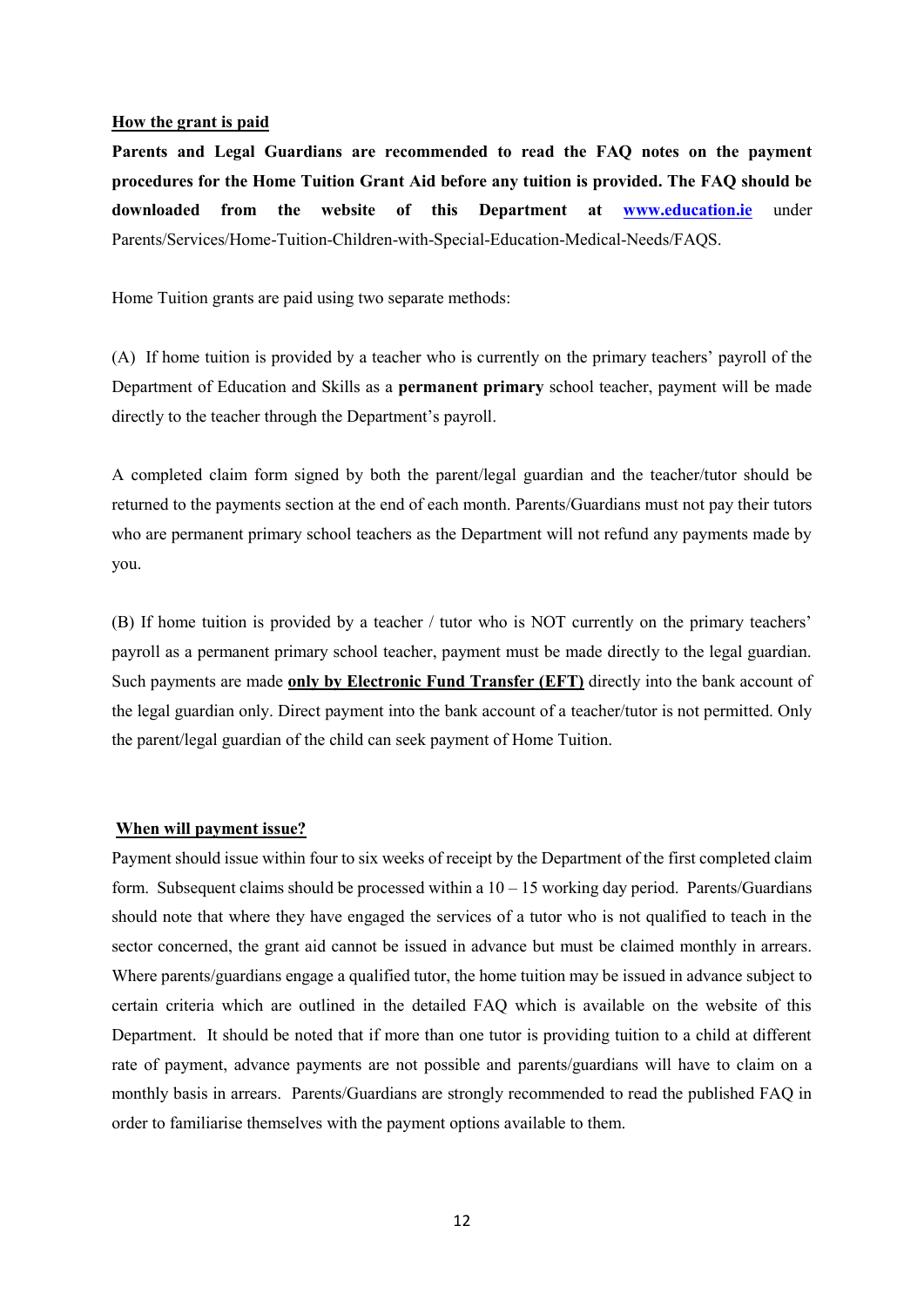## How the grant is paid

**Parents and Legal Guardians are recommended to read the FAQ notes on the payment procedures for the Home Tuition Grant Aid before any tuition is provided. The FAQ should be downloaded from the website of this Department at [www.education.ie](http://www.education.ie)** under Parents/Services/Home-Tuition-Children-with-Special-Education-Medical-Needs/FAQS.

Home Tuition grants are paid using two separate methods:

(A) If home tuition is provided by a teacher who is currently on the primary teachers' payroll of the Department of Education and Skills as a **permanent primary** school teacher, payment will be made directly to the teacher through the Department's payroll.

A completed claim form signed by both the parent/legal guardian and the teacher/tutor should be returned to the payments section at the end of each month. Parents/Guardians must not pay their tutors who are permanent primary school teachers as the Department will not refund any payments made by you.

(B) If home tuition is provided by a teacher / tutor who is NOT currently on the primary teachers' payroll as a permanent primary school teacher, payment must be made directly to the legal guardian. Such payments are made **only by Electronic Fund Transfer (EFT)** directly into the bank account of the legal guardian only. Direct payment into the bank account of a teacher/tutor is not permitted. Only the parent/legal guardian of the child can seek payment of Home Tuition.

## When will payment issue?

Payment should issue within four to six weeks of receipt by the Department of the first completed claim form. Subsequent claims should be processed within a 10 – 15 working day period. Parents/Guardians should note that where they have engaged the services of a tutor who is not qualified to teach in the sector concerned, the grant aid cannot be issued in advance but must be claimed monthly in arrears. Where parents/guardians engage a qualified tutor, the home tuition may be issued in advance subject to certain criteria which are outlined in the detailed FAQ which is available on the website of this Department. It should be noted that if more than one tutor is providing tuition to a child at different rate of payment, advance payments are not possible and parents/guardians will have to claim on a monthly basis in arrears. Parents/Guardians are strongly recommended to read the published FAQ in order to familiarise themselves with the payment options available to them.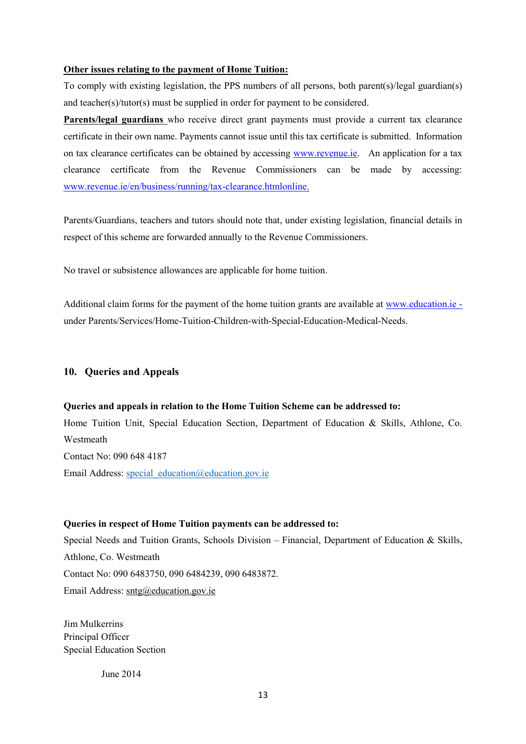**<u>Other issues relating to the payment of Home Tuition:</u>**

To comply with existing legislation, the PPS numbers of all persons, both parent(s)/legal guardian(s) and teacher(s)/tutor(s) must be supplied in order for payment to be considered.

**<u>Parents/legal guardians</u>** who receive direct grant payments must provide a current tax clearance certificate in their own name. Payments cannot issue until this tax certificate is submitted. Information on tax clearance certificates can be obtained by accessing www.revenue.ie. An application for a tax clearance certificate from the Revenue Commissioners can be made by accessing: www.revenue.ie/en/business/running/tax-clearance.htmlonline.

Parents/Guardians, teachers and tutors should note that, under existing legislation, financial details in respect of this scheme are forwarded annually to the Revenue Commissioners.

No travel or subsistence allowances are applicable for home tuition.

Additional claim forms for the payment of the home tuition grants are available at www.education.ie - under Parents/Services/Home-Tuition-Children-with-Special-Education-Medical-Needs.

## 10. Queries and Appeals

**Queries and appeals in relation to the Home Tuition Scheme can be addressed to:**

Home Tuition Unit, Special Education Section, Department of Education & Skills, Athlone, Co. Westmeath

Contact No: 090 648 4187

Email Address: special_education@education.gov.ie

**Queries in respect of Home Tuition payments can be addressed to:**

Special Needs and Tuition Grants, Schools Division – Financial, Department of Education & Skills, Athlone, Co. Westmeath

Contact No: 090 6483750, 090 6484239, 090 6483872.

Email Address: sntg@education.gov.ie

Jim Mulkerrins
Principal Officer
Special Education Section

June 2014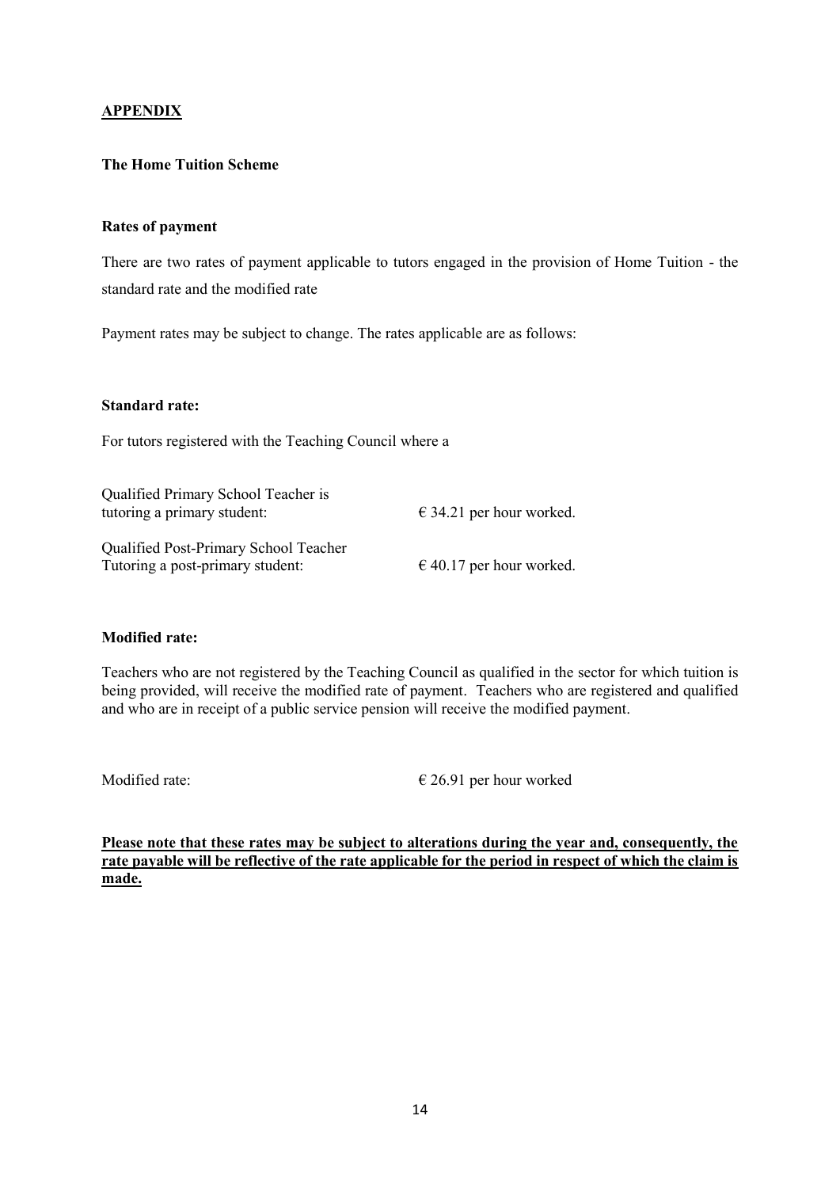## APPENDIX

### The Home Tuition Scheme

#### Rates of payment

There are two rates of payment applicable to tutors engaged in the provision of Home Tuition - the standard rate and the modified rate

Payment rates may be subject to change. The rates applicable are as follows:

#### Standard rate:

For tutors registered with the Teaching Council where a

| | |
|---|---|
| Qualified Primary School Teacher is tutoring a primary student: | € 34.21 per hour worked. |
| Qualified Post-Primary School Teacher Tutoring a post-primary student: | € 40.17 per hour worked. |

#### Modified rate:

Teachers who are not registered by the Teaching Council as qualified in the sector for which tuition is being provided, will receive the modified rate of payment. Teachers who are registered and qualified and who are in receipt of a public service pension will receive the modified payment.

Modified rate: € 26.91 per hour worked

**Please note that these rates may be subject to alterations during the year and, consequently, the rate payable will be reflective of the rate applicable for the period in respect of which the claim is made.**